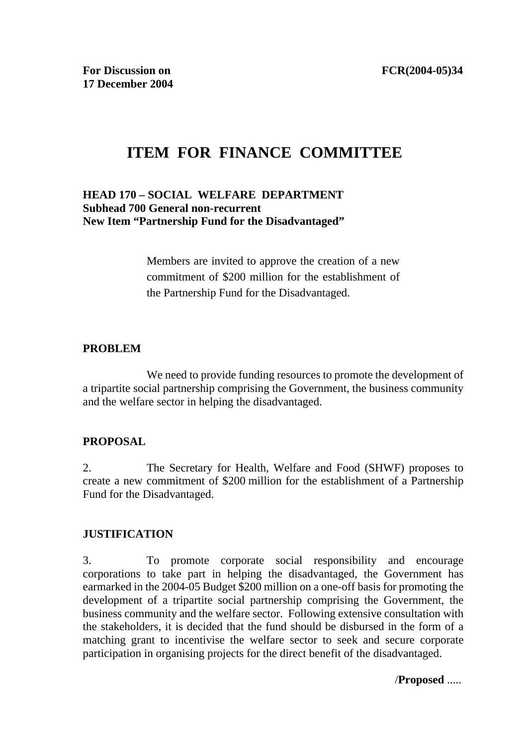**For Discussion on**
**17 December 2004**

**FCR(2004-05)34**

# ITEM FOR FINANCE COMMITTEE

**HEAD 170 – SOCIAL WELFARE DEPARTMENT**
**Subhead 700 General non-recurrent**
**New Item "Partnership Fund for the Disadvantaged"**

Members are invited to approve the creation of a new commitment of $200 million for the establishment of the Partnership Fund for the Disadvantaged.

## PROBLEM

We need to provide funding resources to promote the development of a tripartite social partnership comprising the Government, the business community and the welfare sector in helping the disadvantaged.

## PROPOSAL

2. The Secretary for Health, Welfare and Food (SHWF) proposes to create a new commitment of $200 million for the establishment of a Partnership Fund for the Disadvantaged.

## JUSTIFICATION

3. To promote corporate social responsibility and encourage corporations to take part in helping the disadvantaged, the Government has earmarked in the 2004-05 Budget $200 million on a one-off basis for promoting the development of a tripartite social partnership comprising the Government, the business community and the welfare sector. Following extensive consultation with the stakeholders, it is decided that the fund should be disbursed in the form of a matching grant to incentivise the welfare sector to seek and secure corporate participation in organising projects for the direct benefit of the disadvantaged.

/**Proposed** .....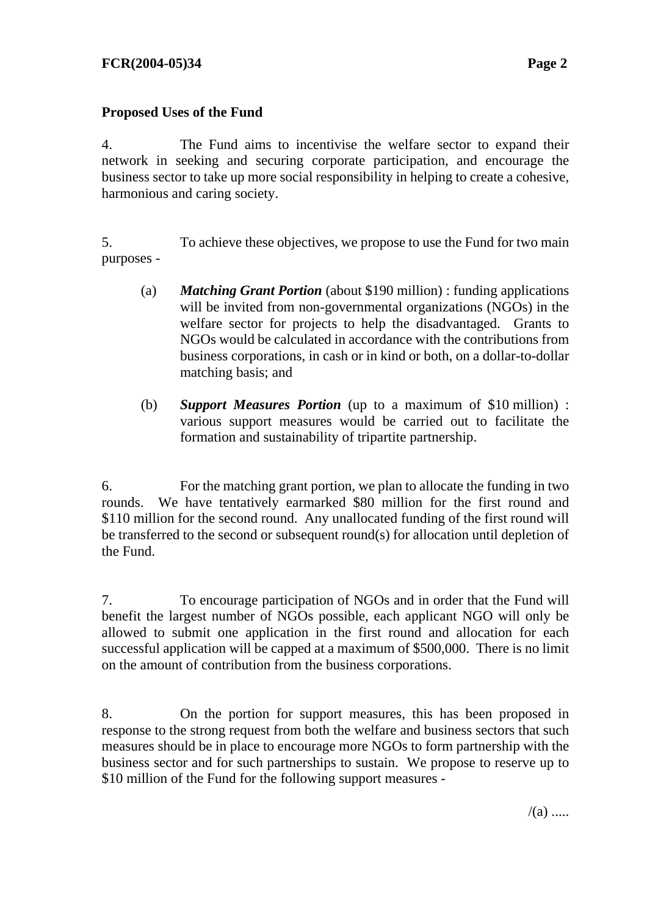**Proposed Uses of the Fund**

4. The Fund aims to incentivise the welfare sector to expand their network in seeking and securing corporate participation, and encourage the business sector to take up more social responsibility in helping to create a cohesive, harmonious and caring society.

5. To achieve these objectives, we propose to use the Fund for two main purposes -

(a) ***Matching Grant Portion*** (about $190 million) : funding applications will be invited from non-governmental organizations (NGOs) in the welfare sector for projects to help the disadvantaged. Grants to NGOs would be calculated in accordance with the contributions from business corporations, in cash or in kind or both, on a dollar-to-dollar matching basis; and

(b) ***Support Measures Portion*** (up to a maximum of $10 million) : various support measures would be carried out to facilitate the formation and sustainability of tripartite partnership.

6. For the matching grant portion, we plan to allocate the funding in two rounds. We have tentatively earmarked $80 million for the first round and $110 million for the second round. Any unallocated funding of the first round will be transferred to the second or subsequent round(s) for allocation until depletion of the Fund.

7. To encourage participation of NGOs and in order that the Fund will benefit the largest number of NGOs possible, each applicant NGO will only be allowed to submit one application in the first round and allocation for each successful application will be capped at a maximum of $500,000. There is no limit on the amount of contribution from the business corporations.

8. On the portion for support measures, this has been proposed in response to the strong request from both the welfare and business sectors that such measures should be in place to encourage more NGOs to form partnership with the business sector and for such partnerships to sustain. We propose to reserve up to $10 million of the Fund for the following support measures -

/(a) .....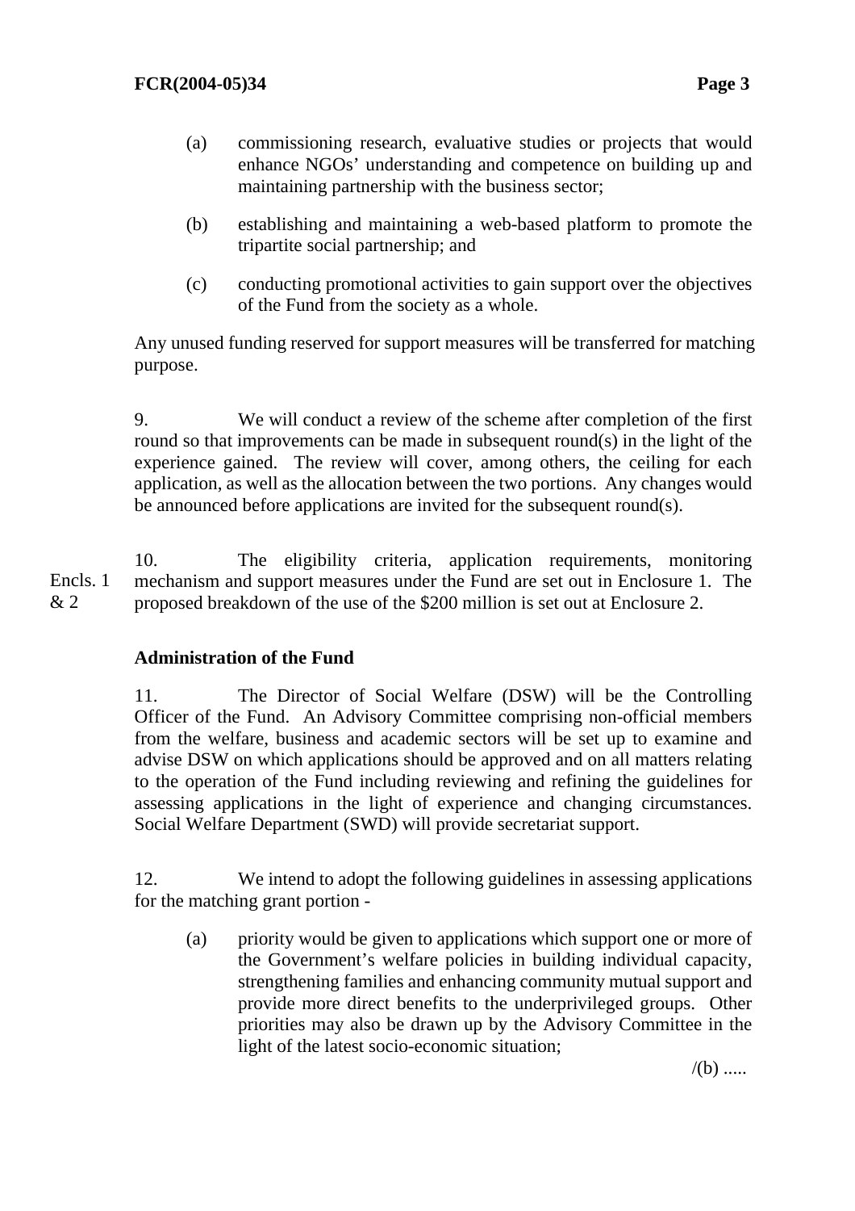(a) commissioning research, evaluative studies or projects that would enhance NGOs' understanding and competence on building up and maintaining partnership with the business sector;

(b) establishing and maintaining a web-based platform to promote the tripartite social partnership; and

(c) conducting promotional activities to gain support over the objectives of the Fund from the society as a whole.

Any unused funding reserved for support measures will be transferred for matching purpose.

9. We will conduct a review of the scheme after completion of the first round so that improvements can be made in subsequent round(s) in the light of the experience gained. The review will cover, among others, the ceiling for each application, as well as the allocation between the two portions. Any changes would be announced before applications are invited for the subsequent round(s).

Encls. 1 & 2

10. The eligibility criteria, application requirements, monitoring mechanism and support measures under the Fund are set out in Enclosure 1. The proposed breakdown of the use of the $200 million is set out at Enclosure 2.

**Administration of the Fund**

11. The Director of Social Welfare (DSW) will be the Controlling Officer of the Fund. An Advisory Committee comprising non-official members from the welfare, business and academic sectors will be set up to examine and advise DSW on which applications should be approved and on all matters relating to the operation of the Fund including reviewing and refining the guidelines for assessing applications in the light of experience and changing circumstances. Social Welfare Department (SWD) will provide secretariat support.

12. We intend to adopt the following guidelines in assessing applications for the matching grant portion -

(a) priority would be given to applications which support one or more of the Government's welfare policies in building individual capacity, strengthening families and enhancing community mutual support and provide more direct benefits to the underprivileged groups. Other priorities may also be drawn up by the Advisory Committee in the light of the latest socio-economic situation;

/(b) .....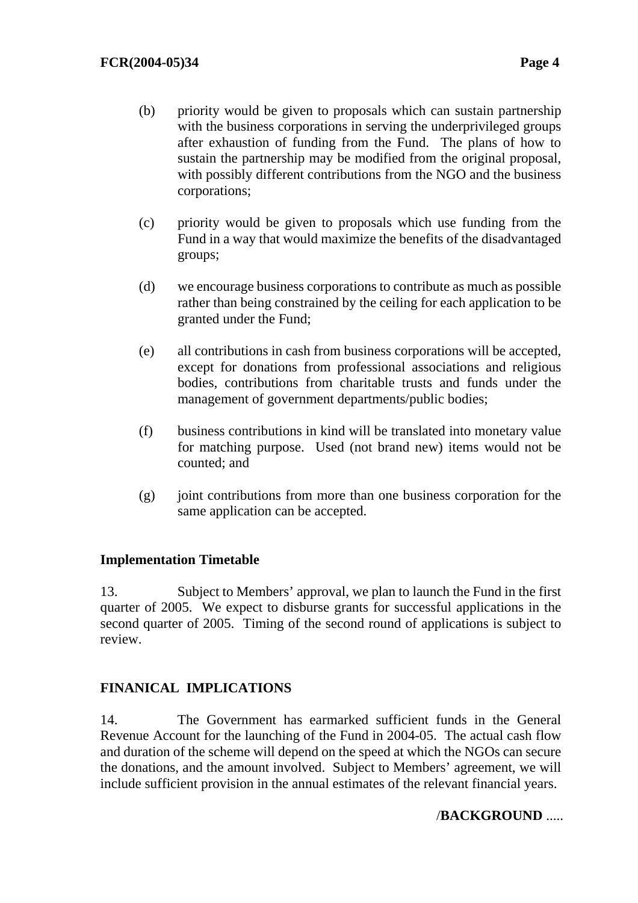(b) priority would be given to proposals which can sustain partnership with the business corporations in serving the underprivileged groups after exhaustion of funding from the Fund. The plans of how to sustain the partnership may be modified from the original proposal, with possibly different contributions from the NGO and the business corporations;

(c) priority would be given to proposals which use funding from the Fund in a way that would maximize the benefits of the disadvantaged groups;

(d) we encourage business corporations to contribute as much as possible rather than being constrained by the ceiling for each application to be granted under the Fund;

(e) all contributions in cash from business corporations will be accepted, except for donations from professional associations and religious bodies, contributions from charitable trusts and funds under the management of government departments/public bodies;

(f) business contributions in kind will be translated into monetary value for matching purpose. Used (not brand new) items would not be counted; and

(g) joint contributions from more than one business corporation for the same application can be accepted.

**Implementation Timetable**

13. Subject to Members' approval, we plan to launch the Fund in the first quarter of 2005. We expect to disburse grants for successful applications in the second quarter of 2005. Timing of the second round of applications is subject to review.

## FINANICAL IMPLICATIONS

14. The Government has earmarked sufficient funds in the General Revenue Account for the launching of the Fund in 2004-05. The actual cash flow and duration of the scheme will depend on the speed at which the NGOs can secure the donations, and the amount involved. Subject to Members' agreement, we will include sufficient provision in the annual estimates of the relevant financial years.

/**BACKGROUND** .....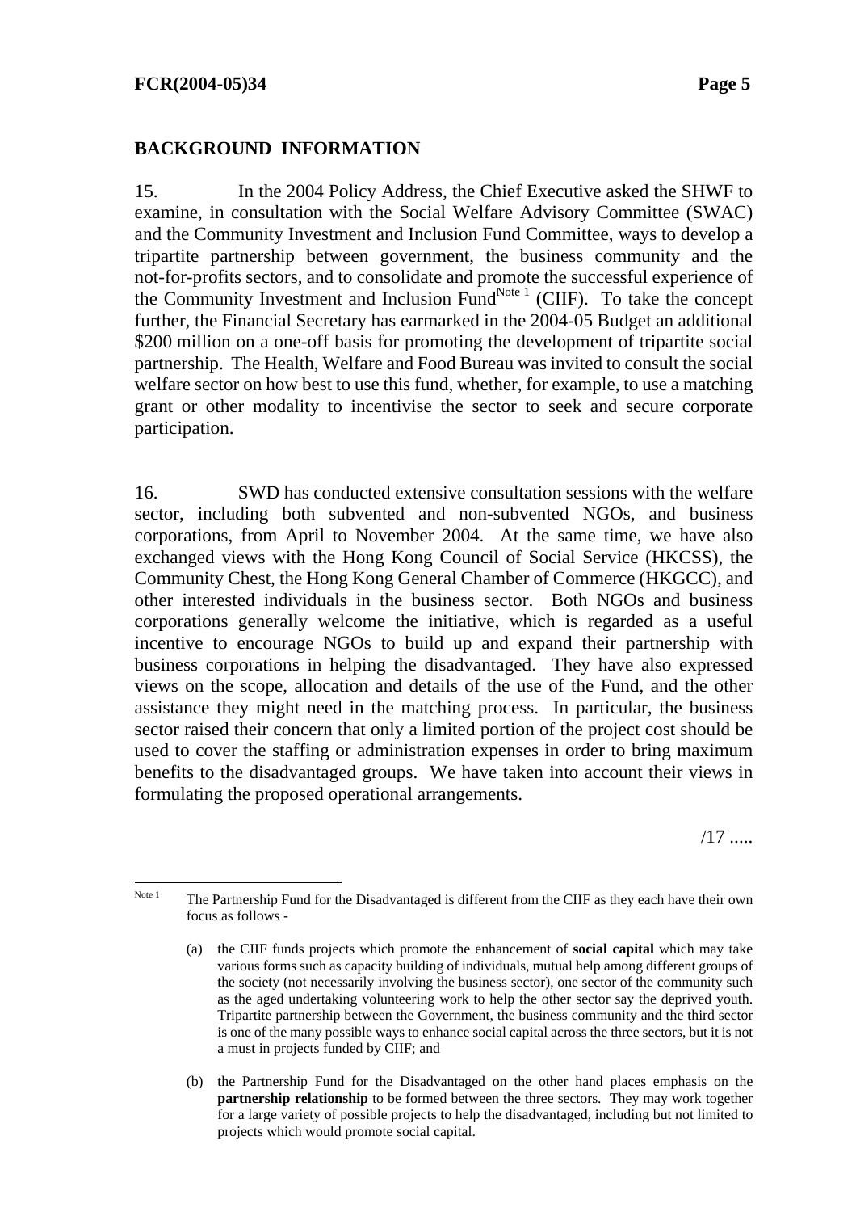## BACKGROUND INFORMATION

15. In the 2004 Policy Address, the Chief Executive asked the SHWF to examine, in consultation with the Social Welfare Advisory Committee (SWAC) and the Community Investment and Inclusion Fund Committee, ways to develop a tripartite partnership between government, the business community and the not-for-profits sectors, and to consolidate and promote the successful experience of the Community Investment and Inclusion Fund[Note 1] (CIIF). To take the concept further, the Financial Secretary has earmarked in the 2004-05 Budget an additional $200 million on a one-off basis for promoting the development of tripartite social partnership. The Health, Welfare and Food Bureau was invited to consult the social welfare sector on how best to use this fund, whether, for example, to use a matching grant or other modality to incentivise the sector to seek and secure corporate participation.

16. SWD has conducted extensive consultation sessions with the welfare sector, including both subvented and non-subvented NGOs, and business corporations, from April to November 2004. At the same time, we have also exchanged views with the Hong Kong Council of Social Service (HKCSS), the Community Chest, the Hong Kong General Chamber of Commerce (HKGCC), and other interested individuals in the business sector. Both NGOs and business corporations generally welcome the initiative, which is regarded as a useful incentive to encourage NGOs to build up and expand their partnership with business corporations in helping the disadvantaged. They have also expressed views on the scope, allocation and details of the use of the Fund, and the other assistance they might need in the matching process. In particular, the business sector raised their concern that only a limited portion of the project cost should be used to cover the staffing or administration expenses in order to bring maximum benefits to the disadvantaged groups. We have taken into account their views in formulating the proposed operational arrangements.

/17 .....

---

Note 1 The Partnership Fund for the Disadvantaged is different from the CIIF as they each have their own focus as follows -

(a) the CIIF funds projects which promote the enhancement of **social capital** which may take various forms such as capacity building of individuals, mutual help among different groups of the society (not necessarily involving the business sector), one sector of the community such as the aged undertaking volunteering work to help the other sector say the deprived youth. Tripartite partnership between the Government, the business community and the third sector is one of the many possible ways to enhance social capital across the three sectors, but it is not a must in projects funded by CIIF; and

(b) the Partnership Fund for the Disadvantaged on the other hand places emphasis on the **partnership relationship** to be formed between the three sectors. They may work together for a large variety of possible projects to help the disadvantaged, including but not limited to projects which would promote social capital.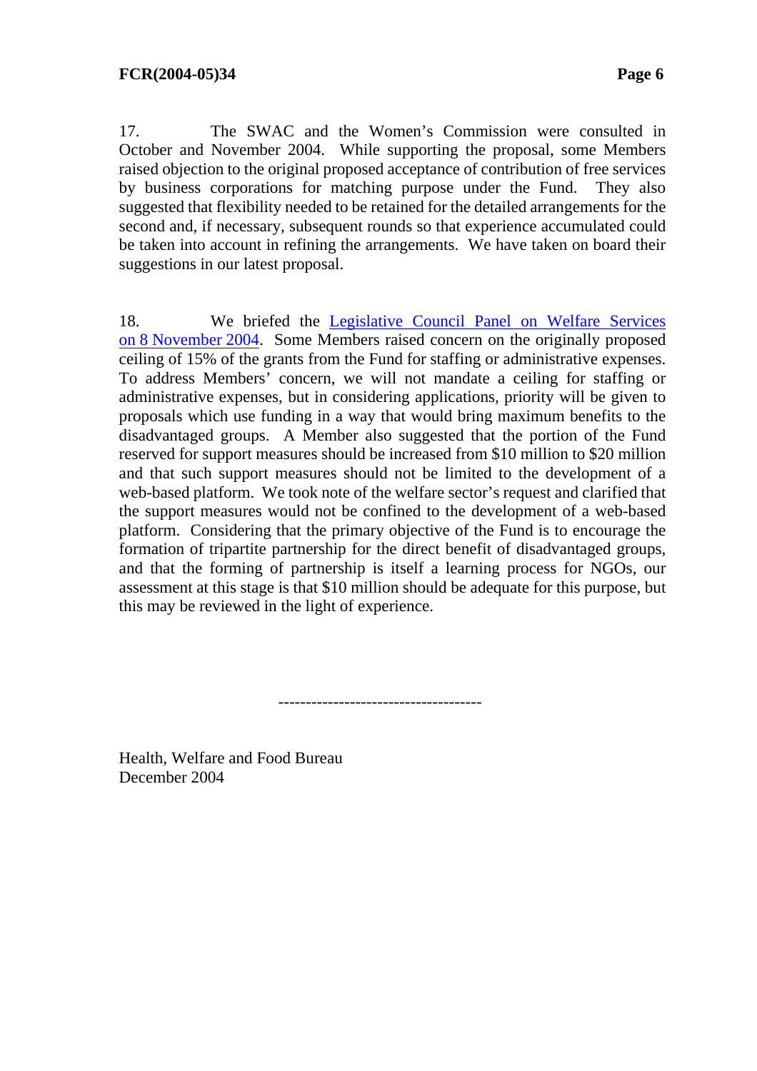17. The SWAC and the Women's Commission were consulted in October and November 2004. While supporting the proposal, some Members raised objection to the original proposed acceptance of contribution of free services by business corporations for matching purpose under the Fund. They also suggested that flexibility needed to be retained for the detailed arrangements for the second and, if necessary, subsequent rounds so that experience accumulated could be taken into account in refining the arrangements. We have taken on board their suggestions in our latest proposal.

18. We briefed the Legislative Council Panel on Welfare Services on 8 November 2004. Some Members raised concern on the originally proposed ceiling of 15% of the grants from the Fund for staffing or administrative expenses. To address Members' concern, we will not mandate a ceiling for staffing or administrative expenses, but in considering applications, priority will be given to proposals which use funding in a way that would bring maximum benefits to the disadvantaged groups. A Member also suggested that the portion of the Fund reserved for support measures should be increased from $10 million to $20 million and that such support measures should not be limited to the development of a web-based platform. We took note of the welfare sector's request and clarified that the support measures would not be confined to the development of a web-based platform. Considering that the primary objective of the Fund is to encourage the formation of tripartite partnership for the direct benefit of disadvantaged groups, and that the forming of partnership is itself a learning process for NGOs, our assessment at this stage is that $10 million should be adequate for this purpose, but this may be reviewed in the light of experience.

------------------------------------

Health, Welfare and Food Bureau
December 2004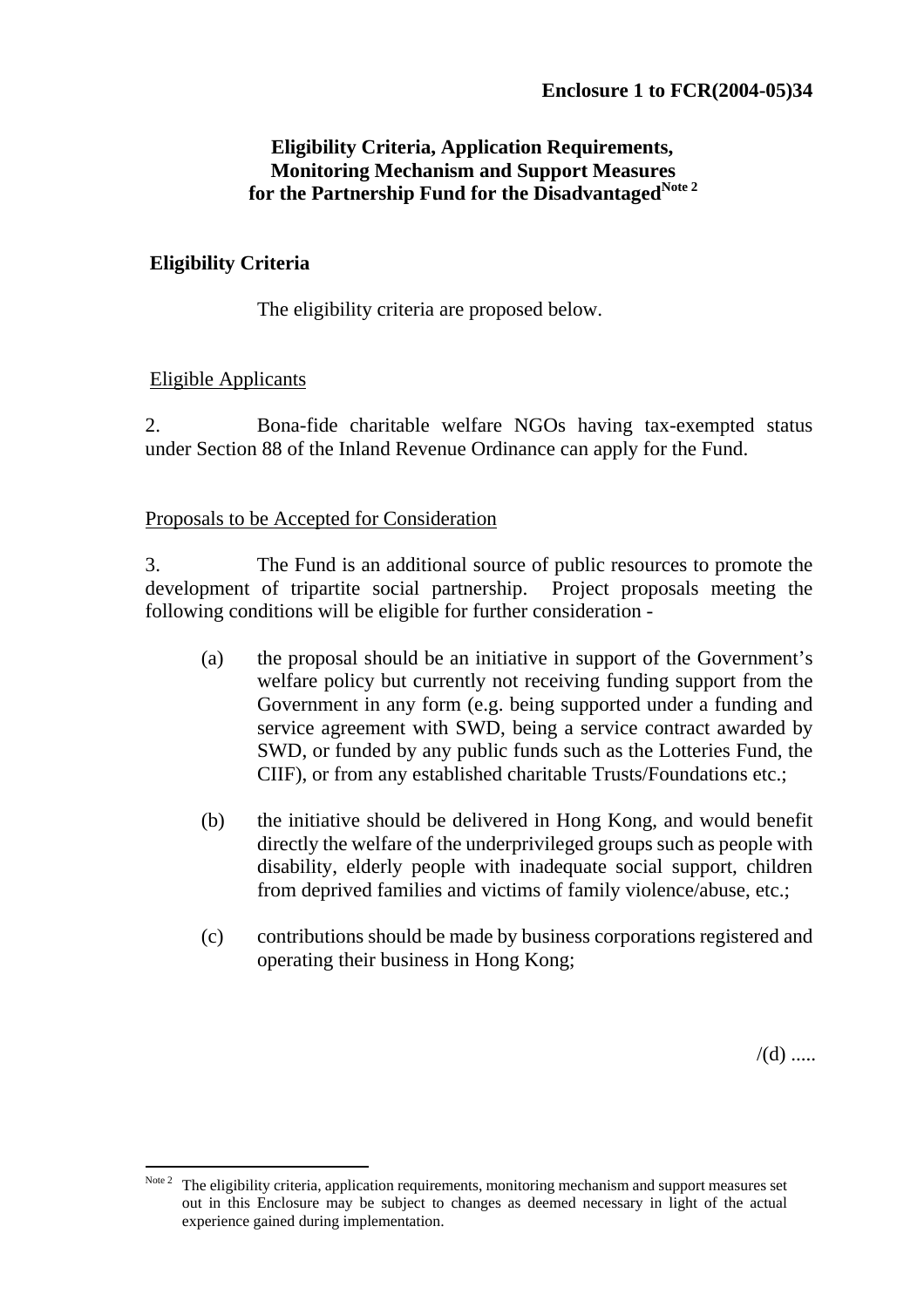**Enclosure 1 to FCR(2004-05)34**

# Eligibility Criteria, Application Requirements, Monitoring Mechanism and Support Measures for the Partnership Fund for the Disadvantaged[Note 2]

## Eligibility Criteria

The eligibility criteria are proposed below.

### Eligible Applicants

2. Bona-fide charitable welfare NGOs having tax-exempted status under Section 88 of the Inland Revenue Ordinance can apply for the Fund.

### Proposals to be Accepted for Consideration

3. The Fund is an additional source of public resources to promote the development of tripartite social partnership. Project proposals meeting the following conditions will be eligible for further consideration -

(a) the proposal should be an initiative in support of the Government's welfare policy but currently not receiving funding support from the Government in any form (e.g. being supported under a funding and service agreement with SWD, being a service contract awarded by SWD, or funded by any public funds such as the Lotteries Fund, the CIIF), or from any established charitable Trusts/Foundations etc.;

(b) the initiative should be delivered in Hong Kong, and would benefit directly the welfare of the underprivileged groups such as people with disability, elderly people with inadequate social support, children from deprived families and victims of family violence/abuse, etc.;

(c) contributions should be made by business corporations registered and operating their business in Hong Kong;

/(d) .....

---

[Note 2] The eligibility criteria, application requirements, monitoring mechanism and support measures set out in this Enclosure may be subject to changes as deemed necessary in light of the actual experience gained during implementation.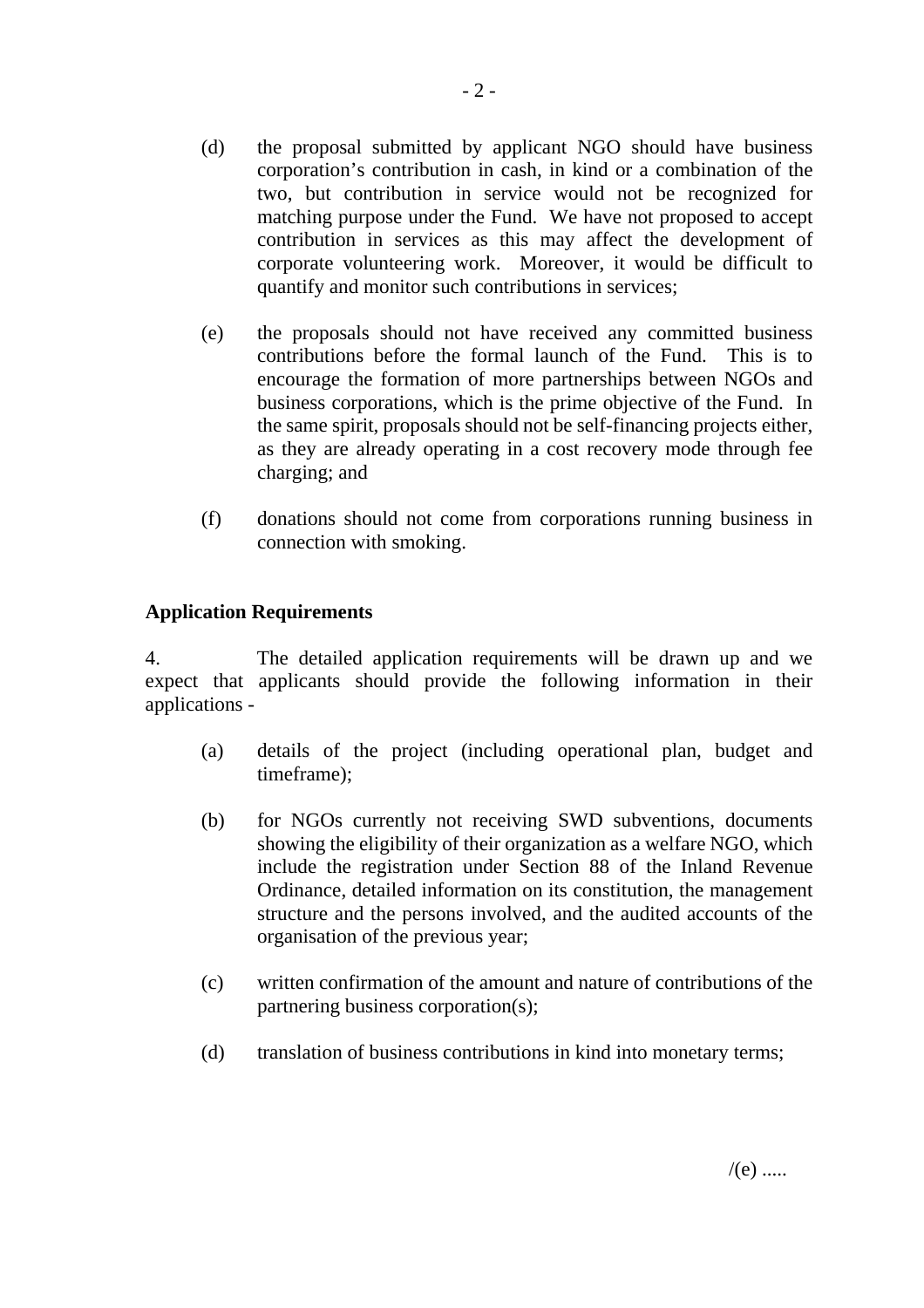(d) the proposal submitted by applicant NGO should have business corporation's contribution in cash, in kind or a combination of the two, but contribution in service would not be recognized for matching purpose under the Fund. We have not proposed to accept contribution in services as this may affect the development of corporate volunteering work. Moreover, it would be difficult to quantify and monitor such contributions in services;

(e) the proposals should not have received any committed business contributions before the formal launch of the Fund. This is to encourage the formation of more partnerships between NGOs and business corporations, which is the prime objective of the Fund. In the same spirit, proposals should not be self-financing projects either, as they are already operating in a cost recovery mode through fee charging; and

(f) donations should not come from corporations running business in connection with smoking.

**Application Requirements**

4. The detailed application requirements will be drawn up and we expect that applicants should provide the following information in their applications -

(a) details of the project (including operational plan, budget and timeframe);

(b) for NGOs currently not receiving SWD subventions, documents showing the eligibility of their organization as a welfare NGO, which include the registration under Section 88 of the Inland Revenue Ordinance, detailed information on its constitution, the management structure and the persons involved, and the audited accounts of the organisation of the previous year;

(c) written confirmation of the amount and nature of contributions of the partnering business corporation(s);

(d) translation of business contributions in kind into monetary terms;

/(e) .....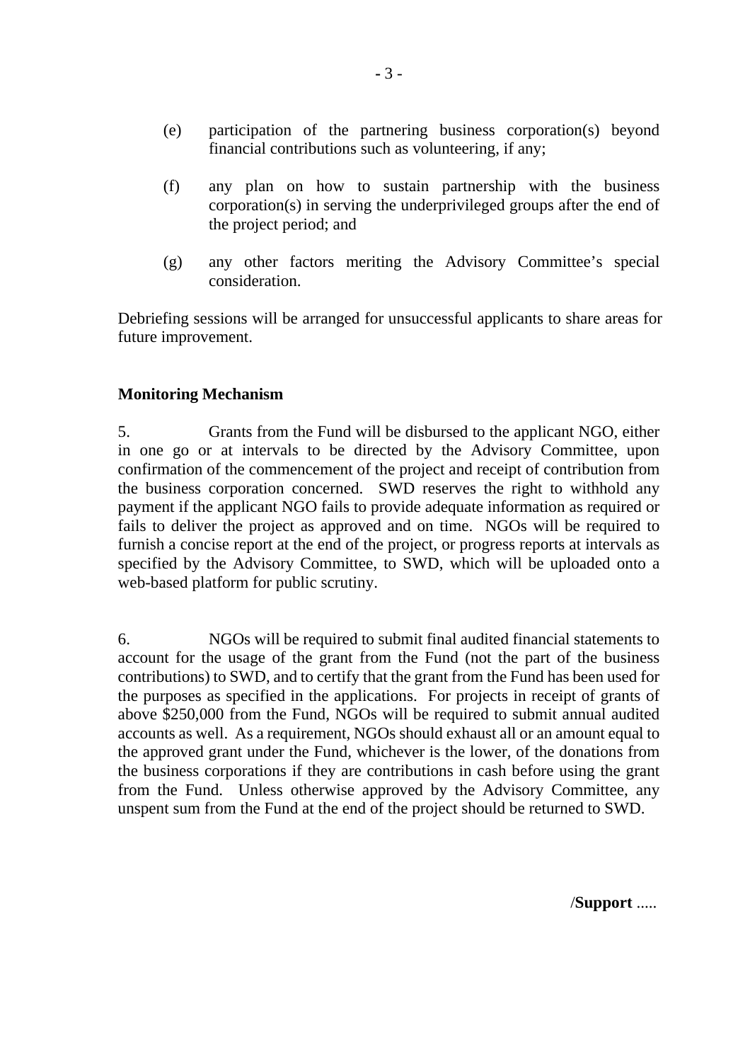(e) participation of the partnering business corporation(s) beyond financial contributions such as volunteering, if any;

(f) any plan on how to sustain partnership with the business corporation(s) in serving the underprivileged groups after the end of the project period; and

(g) any other factors meriting the Advisory Committee's special consideration.

Debriefing sessions will be arranged for unsuccessful applicants to share areas for future improvement.

**Monitoring Mechanism**

5. Grants from the Fund will be disbursed to the applicant NGO, either in one go or at intervals to be directed by the Advisory Committee, upon confirmation of the commencement of the project and receipt of contribution from the business corporation concerned. SWD reserves the right to withhold any payment if the applicant NGO fails to provide adequate information as required or fails to deliver the project as approved and on time. NGOs will be required to furnish a concise report at the end of the project, or progress reports at intervals as specified by the Advisory Committee, to SWD, which will be uploaded onto a web-based platform for public scrutiny.

6. NGOs will be required to submit final audited financial statements to account for the usage of the grant from the Fund (not the part of the business contributions) to SWD, and to certify that the grant from the Fund has been used for the purposes as specified in the applications. For projects in receipt of grants of above $250,000 from the Fund, NGOs will be required to submit annual audited accounts as well. As a requirement, NGOs should exhaust all or an amount equal to the approved grant under the Fund, whichever is the lower, of the donations from the business corporations if they are contributions in cash before using the grant from the Fund. Unless otherwise approved by the Advisory Committee, any unspent sum from the Fund at the end of the project should be returned to SWD.

/**Support** .....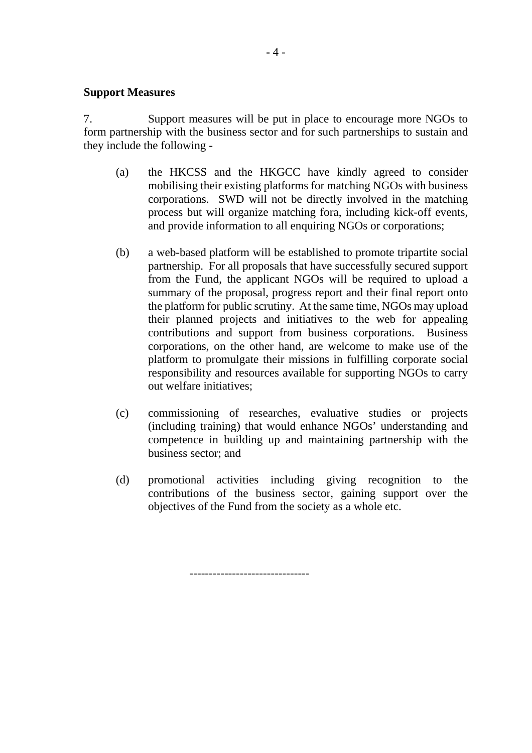**Support Measures**

7. Support measures will be put in place to encourage more NGOs to form partnership with the business sector and for such partnerships to sustain and they include the following -

(a) the HKCSS and the HKGCC have kindly agreed to consider mobilising their existing platforms for matching NGOs with business corporations. SWD will not be directly involved in the matching process but will organize matching fora, including kick-off events, and provide information to all enquiring NGOs or corporations;

(b) a web-based platform will be established to promote tripartite social partnership. For all proposals that have successfully secured support from the Fund, the applicant NGOs will be required to upload a summary of the proposal, progress report and their final report onto the platform for public scrutiny. At the same time, NGOs may upload their planned projects and initiatives to the web for appealing contributions and support from business corporations. Business corporations, on the other hand, are welcome to make use of the platform to promulgate their missions in fulfilling corporate social responsibility and resources available for supporting NGOs to carry out welfare initiatives;

(c) commissioning of researches, evaluative studies or projects (including training) that would enhance NGOs' understanding and competence in building up and maintaining partnership with the business sector; and

(d) promotional activities including giving recognition to the contributions of the business sector, gaining support over the objectives of the Fund from the society as a whole etc.

------------------------------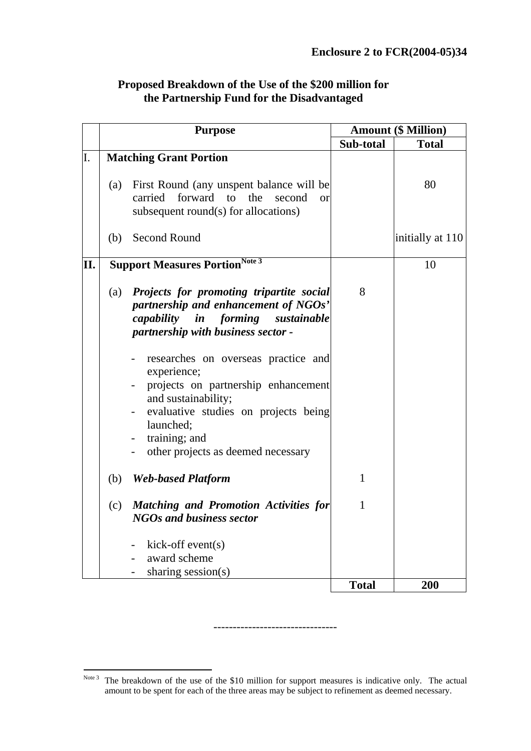**Enclosure 2 to FCR(2004-05)34**

## Proposed Breakdown of the Use of the $200 million for the Partnership Fund for the Disadvantaged

| | Purpose | Amount ($ Million) | |
|---|---|---|---|
| | | Sub-total | Total |
| I. | **Matching Grant Portion** | | |
| | (a) First Round (any unspent balance will be carried forward to the second or subsequent round(s) for allocations) | | 80 |
| | (b) Second Round | | initially at 110 |
| **II.** | **Support Measures Portion**[Note 3] | | 10 |
| | (a) ***Projects for promoting tripartite social partnership and enhancement of NGOs' capability in forming sustainable partnership with business sector -*** | 8 | |
| | - researches on overseas practice and experience;<br>- projects on partnership enhancement and sustainability;<br>- evaluative studies on projects being launched;<br>- training; and<br>- other projects as deemed necessary | | |
| | (b) ***Web-based Platform*** | 1 | |
| | (c) ***Matching and Promotion Activities for NGOs and business sector*** | 1 | |
| | - kick-off event(s)<br>- award scheme<br>- sharing session(s) | | |
| | | **Total** | **200** |

-------------------------------

[Note 3] The breakdown of the use of the $10 million for support measures is indicative only. The actual amount to be spent for each of the three areas may be subject to refinement as deemed necessary.